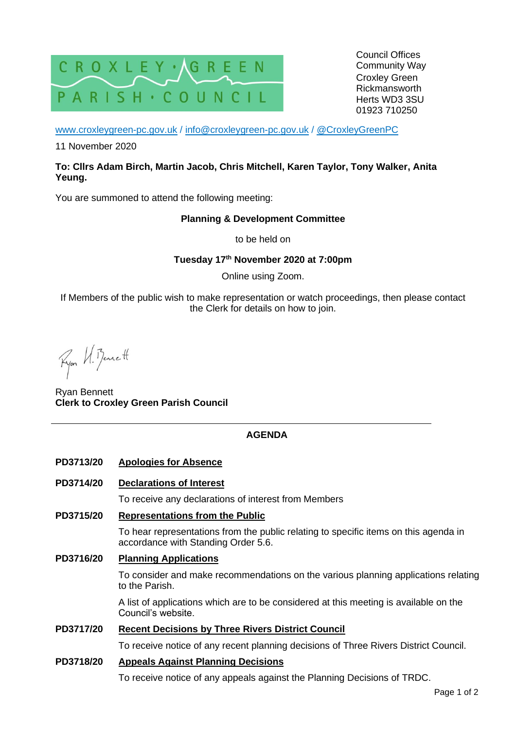CROXLEY GREEN PARISH COUNCIL

Council Offices
Community Way
Croxley Green
Rickmansworth
Herts WD3 3SU
01923 710250

www.croxleygreen-pc.gov.uk / info@croxleygreen-pc.gov.uk / @CroxleyGreenPC

11 November 2020

**To: Cllrs Adam Birch, Martin Jacob, Chris Mitchell, Karen Taylor, Tony Walker, Anita Yeung.**

You are summoned to attend the following meeting:

**Planning & Development Committee**

to be held on

**Tuesday 17th November 2020 at 7:00pm**

Online using Zoom.

If Members of the public wish to make representation or watch proceedings, then please contact the Clerk for details on how to join.

Ryan H. Bennett

Ryan Bennett
**Clerk to Croxley Green Parish Council**

---

## AGENDA

**PD3713/20** **Apologies for Absence**

**PD3714/20** **Declarations of Interest**

To receive any declarations of interest from Members

**PD3715/20** **Representations from the Public**

To hear representations from the public relating to specific items on this agenda in accordance with Standing Order 5.6.

**PD3716/20** **Planning Applications**

To consider and make recommendations on the various planning applications relating to the Parish.

A list of applications which are to be considered at this meeting is available on the Council's website.

**PD3717/20** **Recent Decisions by Three Rivers District Council**

To receive notice of any recent planning decisions of Three Rivers District Council.

**PD3718/20** **Appeals Against Planning Decisions**

To receive notice of any appeals against the Planning Decisions of TRDC.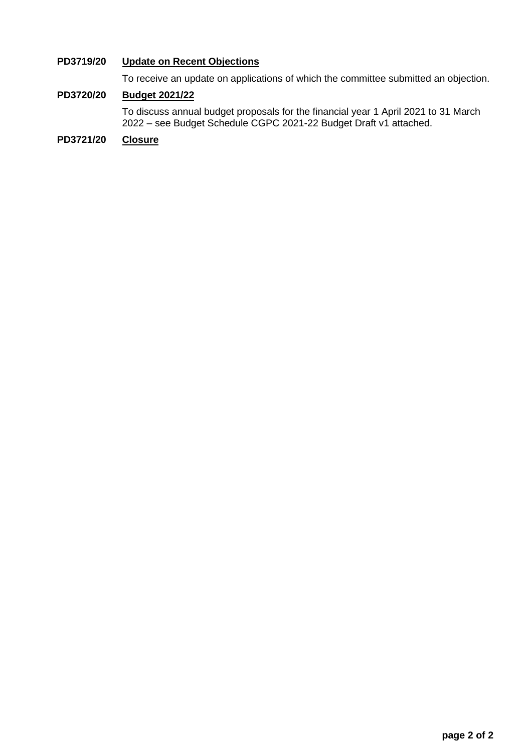**PD3719/20** **Update on Recent Objections**

To receive an update on applications of which the committee submitted an objection.

**PD3720/20** **Budget 2021/22**

To discuss annual budget proposals for the financial year 1 April 2021 to 31 March 2022 – see Budget Schedule CGPC 2021-22 Budget Draft v1 attached.

**PD3721/20** **Closure**